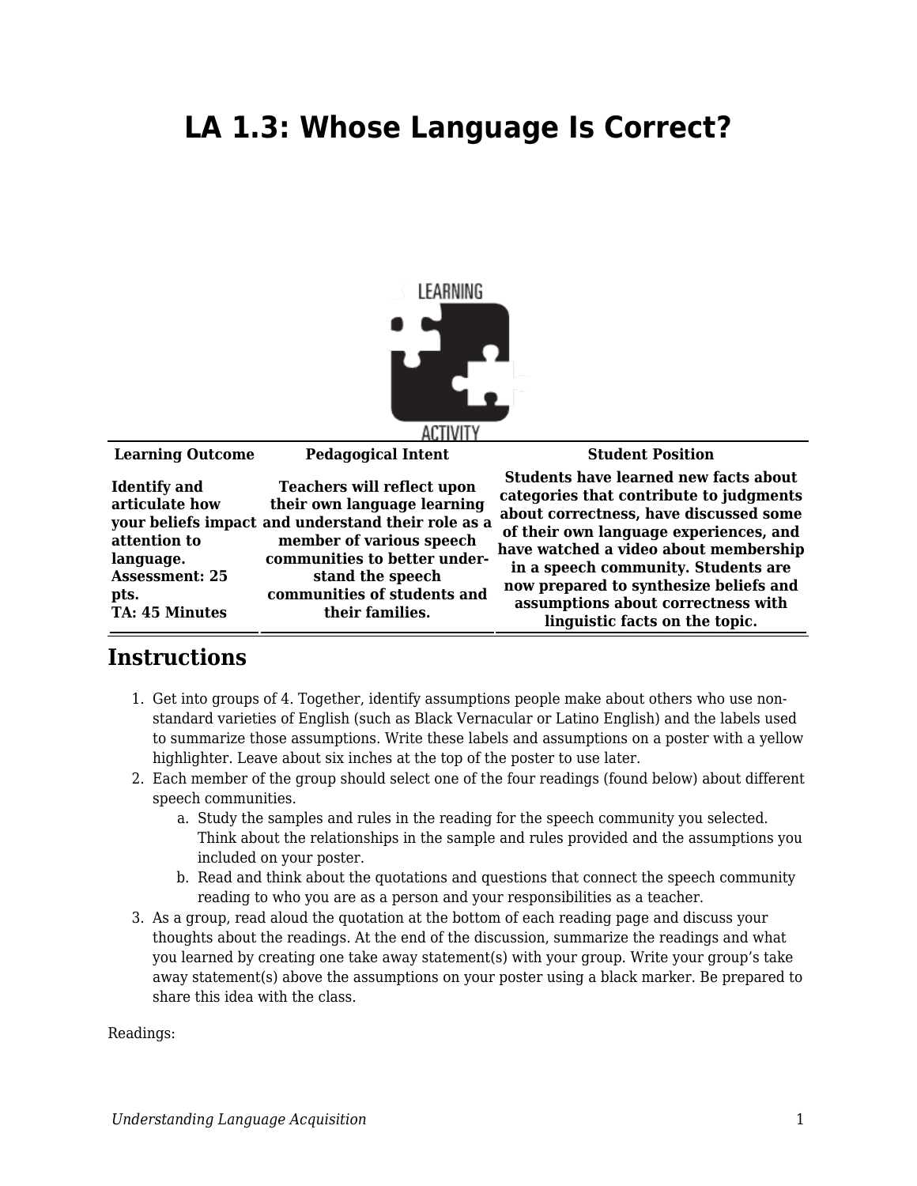# LA 1.3: Whose Language Is Correct?

| Learning Outcome | Pedagogical Intent | Student Position |
|---|---|---|
| **Identify and articulate how your beliefs impact attention to language. Assessment: 25 pts. TA: 45 Minutes** | **Teachers will reflect upon their own language learning and understand their role as a member of various speech communities to better understand the speech communities of students and their families.** | **Students have learned new facts about categories that contribute to judgments about correctness, have discussed some of their own language experiences, and have watched a video about membership in a speech community. Students are now prepared to synthesize beliefs and assumptions about correctness with linguistic facts on the topic.** |

## Instructions

1. Get into groups of 4. Together, identify assumptions people make about others who use non-standard varieties of English (such as Black Vernacular or Latino English) and the labels used to summarize those assumptions. Write these labels and assumptions on a poster with a yellow highlighter. Leave about six inches at the top of the poster to use later.
2. Each member of the group should select one of the four readings (found below) about different speech communities.
   a. Study the samples and rules in the reading for the speech community you selected. Think about the relationships in the sample and rules provided and the assumptions you included on your poster.
   b. Read and think about the quotations and questions that connect the speech community reading to who you are as a person and your responsibilities as a teacher.
3. As a group, read aloud the quotation at the bottom of each reading page and discuss your thoughts about the readings. At the end of the discussion, summarize the readings and what you learned by creating one take away statement(s) with your group. Write your group's take away statement(s) above the assumptions on your poster using a black marker. Be prepared to share this idea with the class.

Readings: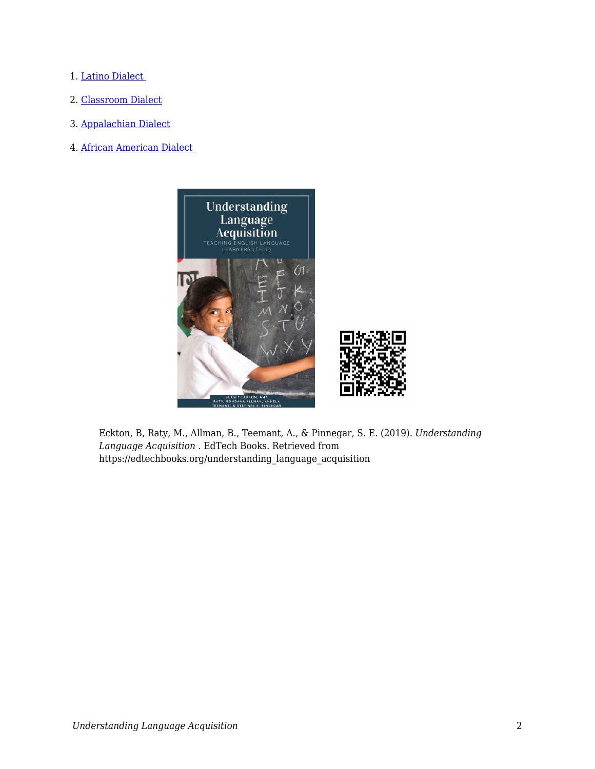1. Latino Dialect
2. Classroom Dialect
3. Appalachian Dialect
4. African American Dialect

Eckton, B, Raty, M., Allman, B., Teemant, A., & Pinnegar, S. E. (2019). *Understanding Language Acquisition* . EdTech Books. Retrieved from https://edtechbooks.org/understanding_language_acquisition